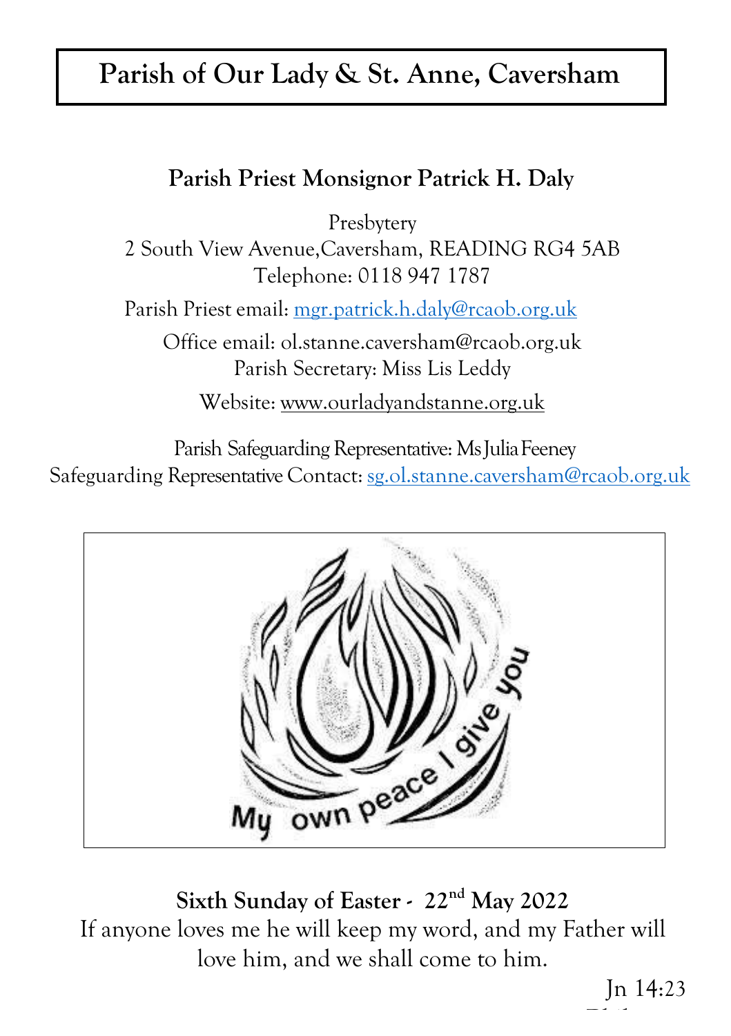# Parish of Our Lady & St. Anne, Caversham

## Parish Priest Monsignor Patrick H. Daly

Presbytery
2 South View Avenue,Caversham, READING RG4 5AB
Telephone: 0118 947 1787

Parish Priest email: mgr.patrick.h.daly@rcaob.org.uk

Office email: ol.stanne.caversham@rcaob.org.uk
Parish Secretary: Miss Lis Leddy

Website: www.ourladyandstanne.org.uk

Parish Safeguarding Representative: Ms Julia Feeney
Safeguarding Representative Contact: sg.ol.stanne.caversham@rcaob.org.uk

My own peace I give you

**Sixth Sunday of Easter - 22nd May 2022**

If anyone loves me he will keep my word, and my Father will love him, and we shall come to him.

Jn 14:23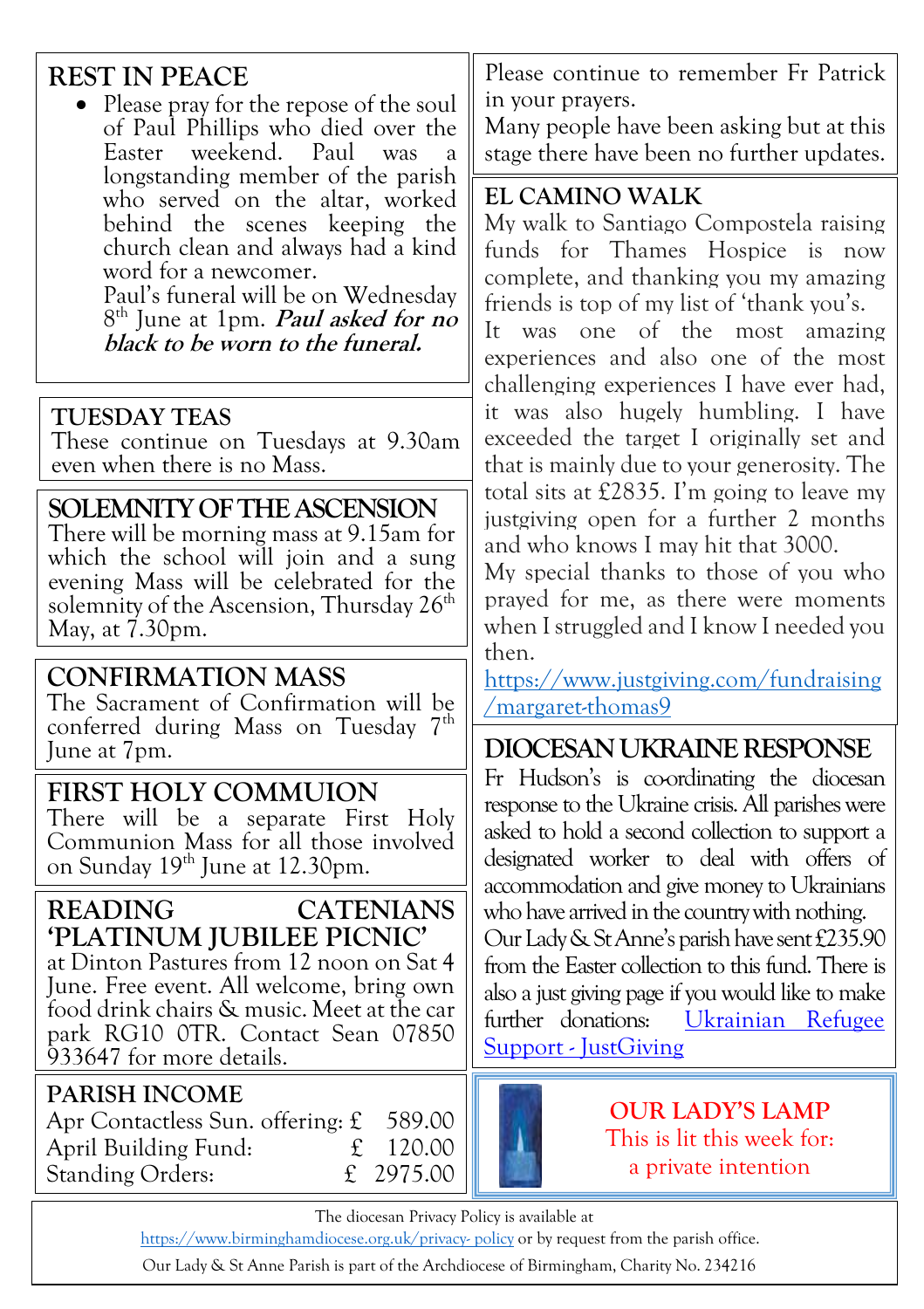## REST IN PEACE

- Please pray for the repose of the soul of Paul Phillips who died over the Easter weekend. Paul was a longstanding member of the parish who served on the altar, worked behind the scenes keeping the church clean and always had a kind word for a newcomer.

  Paul's funeral will be on Wednesday 8th June at 1pm. ***Paul asked for no black to be worn to the funeral.***

## TUESDAY TEAS

These continue on Tuesdays at 9.30am even when there is no Mass.

## SOLEMNITY OF THE ASCENSION

There will be morning mass at 9.15am for which the school will join and a sung evening Mass will be celebrated for the solemnity of the Ascension, Thursday 26th May, at 7.30pm.

## CONFIRMATION MASS

The Sacrament of Confirmation will be conferred during Mass on Tuesday 7th June at 7pm.

## FIRST HOLY COMMUION

There will be a separate First Holy Communion Mass for all those involved on Sunday 19th June at 12.30pm.

## READING CATENIANS 'PLATINUM JUBILEE PICNIC'

at Dinton Pastures from 12 noon on Sat 4 June. Free event. All welcome, bring own food drink chairs & music. Meet at the car park RG10 0TR. Contact Sean 07850 933647 for more details.

## PARISH INCOME

| | |
|---|---|
| Apr Contactless Sun. offering: | £ 589.00 |
| April Building Fund: | £ 120.00 |
| Standing Orders: | £ 2975.00 |

Please continue to remember Fr Patrick in your prayers.
Many people have been asking but at this stage there have been no further updates.

## EL CAMINO WALK

My walk to Santiago Compostela raising funds for Thames Hospice is now complete, and thanking you my amazing friends is top of my list of 'thank you's.
It was one of the most amazing experiences and also one of the most challenging experiences I have ever had, it was also hugely humbling. I have exceeded the target I originally set and that is mainly due to your generosity. The total sits at £2835. I'm going to leave my justgiving open for a further 2 months and who knows I may hit that 3000.
My special thanks to those of you who prayed for me, as there were moments when I struggled and I know I needed you then.
https://www.justgiving.com/fundraising/margaret-thomas9

## DIOCESAN UKRAINE RESPONSE

Fr Hudson's is co-ordinating the diocesan response to the Ukraine crisis. All parishes were asked to hold a second collection to support a designated worker to deal with offers of accommodation and give money to Ukrainians who have arrived in the country with nothing. Our Lady & St Anne's parish have sent £235.90 from the Easter collection to this fund. There is also a just giving page if you would like to make further donations: Ukrainian Refugee Support - JustGiving

## OUR LADY'S LAMP

This is lit this week for:
a private intention

The diocesan Privacy Policy is available at https://www.birminghamdiocese.org.uk/privacy- policy or by request from the parish office.
Our Lady & St Anne Parish is part of the Archdiocese of Birmingham, Charity No. 234216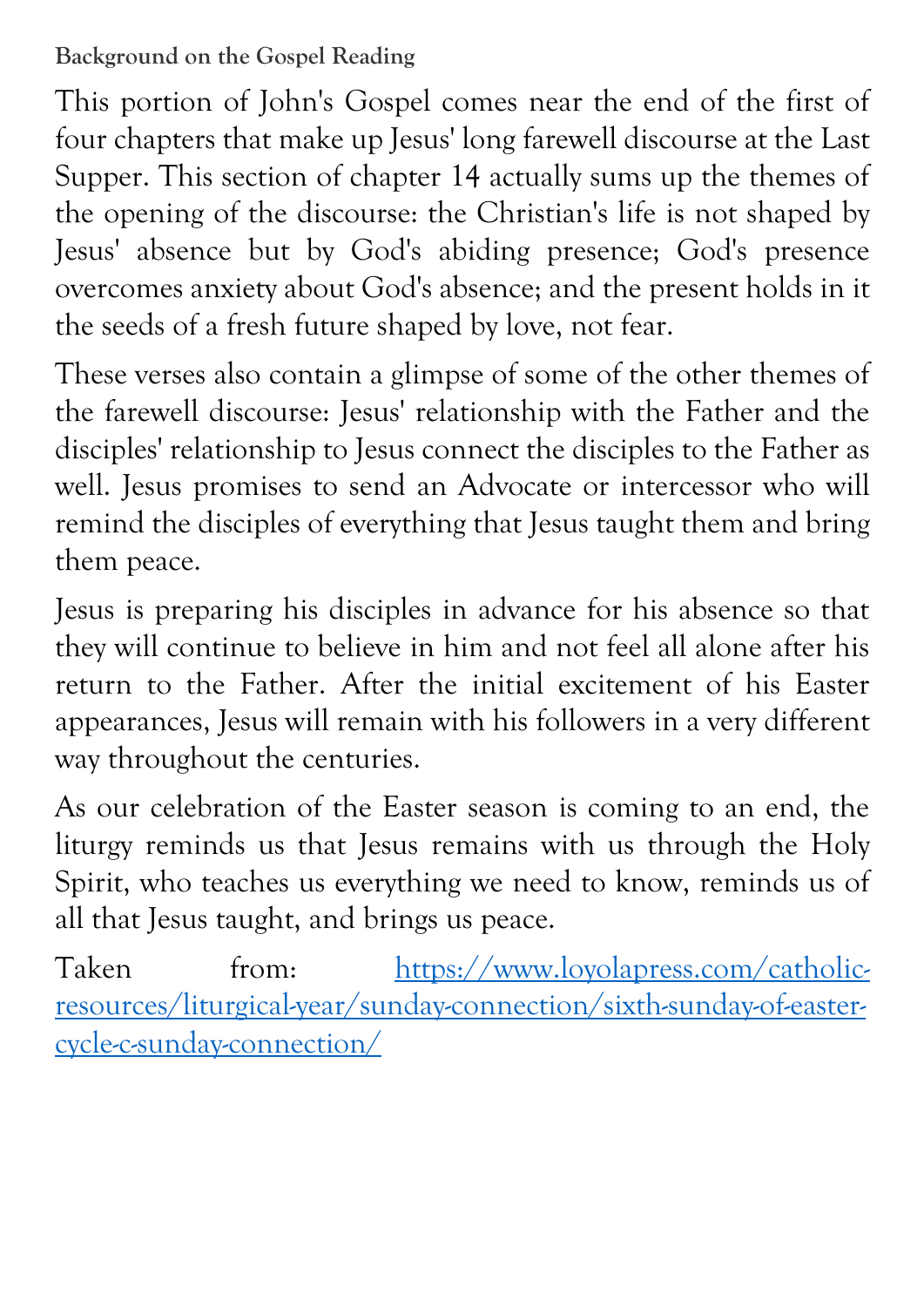### Background on the Gospel Reading

This portion of John's Gospel comes near the end of the first of four chapters that make up Jesus' long farewell discourse at the Last Supper. This section of chapter 14 actually sums up the themes of the opening of the discourse: the Christian's life is not shaped by Jesus' absence but by God's abiding presence; God's presence overcomes anxiety about God's absence; and the present holds in it the seeds of a fresh future shaped by love, not fear.

These verses also contain a glimpse of some of the other themes of the farewell discourse: Jesus' relationship with the Father and the disciples' relationship to Jesus connect the disciples to the Father as well. Jesus promises to send an Advocate or intercessor who will remind the disciples of everything that Jesus taught them and bring them peace.

Jesus is preparing his disciples in advance for his absence so that they will continue to believe in him and not feel all alone after his return to the Father. After the initial excitement of his Easter appearances, Jesus will remain with his followers in a very different way throughout the centuries.

As our celebration of the Easter season is coming to an end, the liturgy reminds us that Jesus remains with us through the Holy Spirit, who teaches us everything we need to know, reminds us of all that Jesus taught, and brings us peace.

Taken from: [https://www.loyolapress.com/catholic-resources/liturgical-year/sunday-connection/sixth-sunday-of-easter-cycle-c-sunday-connection/](https://www.loyolapress.com/catholic-resources/liturgical-year/sunday-connection/sixth-sunday-of-easter-cycle-c-sunday-connection/)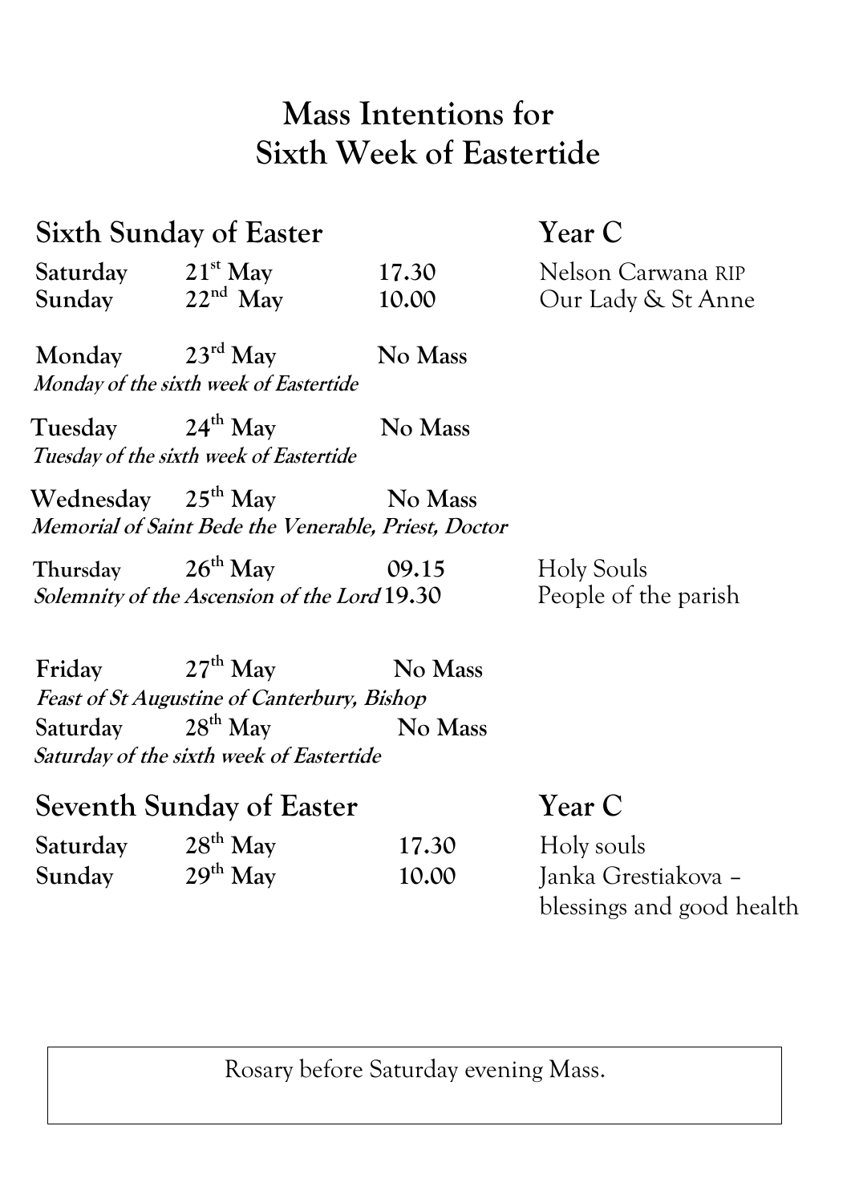# Mass Intentions for Sixth Week of Eastertide

## Sixth Sunday of Easter — Year C

| | | | |
|---|---|---|---|
| **Saturday** | **21st May** | **17.30** | Nelson Carwana RIP |
| **Sunday** | **22nd May** | **10.00** | Our Lady & St Anne |
| **Monday** | **23rd May** | **No Mass** | |
| ***Monday of the sixth week of Eastertide*** | | | |
| **Tuesday** | **24th May** | **No Mass** | |
| ***Tuesday of the sixth week of Eastertide*** | | | |
| **Wednesday** | **25th May** | **No Mass** | |
| ***Memorial of Saint Bede the Venerable, Priest, Doctor*** | | | |
| **Thursday** | **26th May** | **09.15** | Holy Souls |
| ***Solemnity of the Ascension of the Lord*** | | **19.30** | People of the parish |
| **Friday** | **27th May** | **No Mass** | |
| ***Feast of St Augustine of Canterbury, Bishop*** | | | |
| **Saturday** | **28th May** | **No Mass** | |
| ***Saturday of the sixth week of Eastertide*** | | | |

## Seventh Sunday of Easter — Year C

| | | | |
|---|---|---|---|
| **Saturday** | **28th May** | **17.30** | Holy souls |
| **Sunday** | **29th May** | **10.00** | Janka Grestiakova – blessings and good health |

Rosary before Saturday evening Mass.